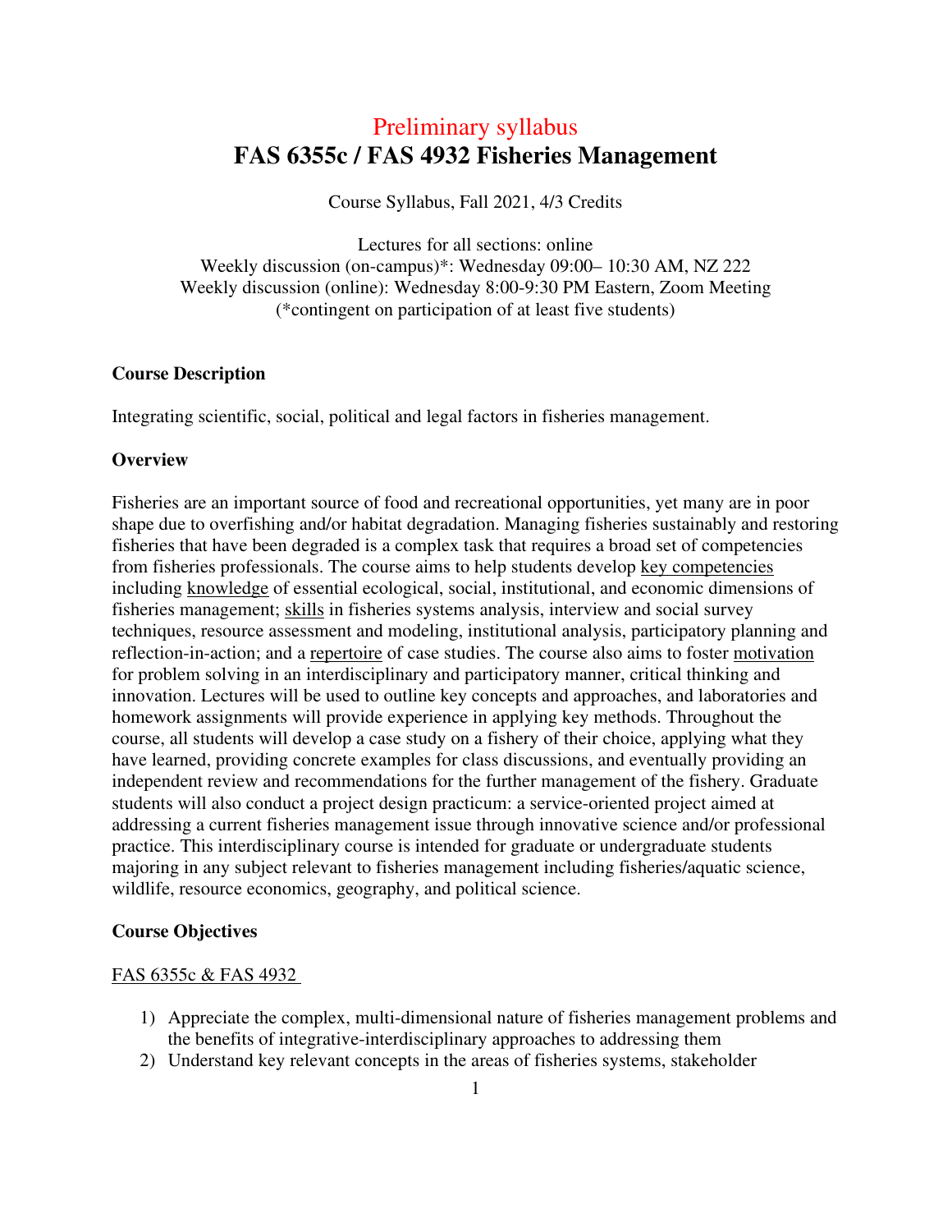# Preliminary syllabus

# FAS 6355c / FAS 4932 Fisheries Management

Course Syllabus, Fall 2021, 4/3 Credits

Lectures for all sections: online
Weekly discussion (on-campus)*: Wednesday 09:00– 10:30 AM, NZ 222
Weekly discussion (online): Wednesday 8:00-9:30 PM Eastern, Zoom Meeting
(*contingent on participation of at least five students)

### Course Description

Integrating scientific, social, political and legal factors in fisheries management.

### Overview

Fisheries are an important source of food and recreational opportunities, yet many are in poor shape due to overfishing and/or habitat degradation. Managing fisheries sustainably and restoring fisheries that have been degraded is a complex task that requires a broad set of competencies from fisheries professionals. The course aims to help students develop <u>key competencies</u> including <u>knowledge</u> of essential ecological, social, institutional, and economic dimensions of fisheries management; <u>skills</u> in fisheries systems analysis, interview and social survey techniques, resource assessment and modeling, institutional analysis, participatory planning and reflection-in-action; and a <u>repertoire</u> of case studies. The course also aims to foster <u>motivation</u> for problem solving in an interdisciplinary and participatory manner, critical thinking and innovation. Lectures will be used to outline key concepts and approaches, and laboratories and homework assignments will provide experience in applying key methods. Throughout the course, all students will develop a case study on a fishery of their choice, applying what they have learned, providing concrete examples for class discussions, and eventually providing an independent review and recommendations for the further management of the fishery. Graduate students will also conduct a project design practicum: a service-oriented project aimed at addressing a current fisheries management issue through innovative science and/or professional practice. This interdisciplinary course is intended for graduate or undergraduate students majoring in any subject relevant to fisheries management including fisheries/aquatic science, wildlife, resource economics, geography, and political science.

### Course Objectives

<u>FAS 6355c & FAS 4932</u>

1) Appreciate the complex, multi-dimensional nature of fisheries management problems and the benefits of integrative-interdisciplinary approaches to addressing them
2) Understand key relevant concepts in the areas of fisheries systems, stakeholder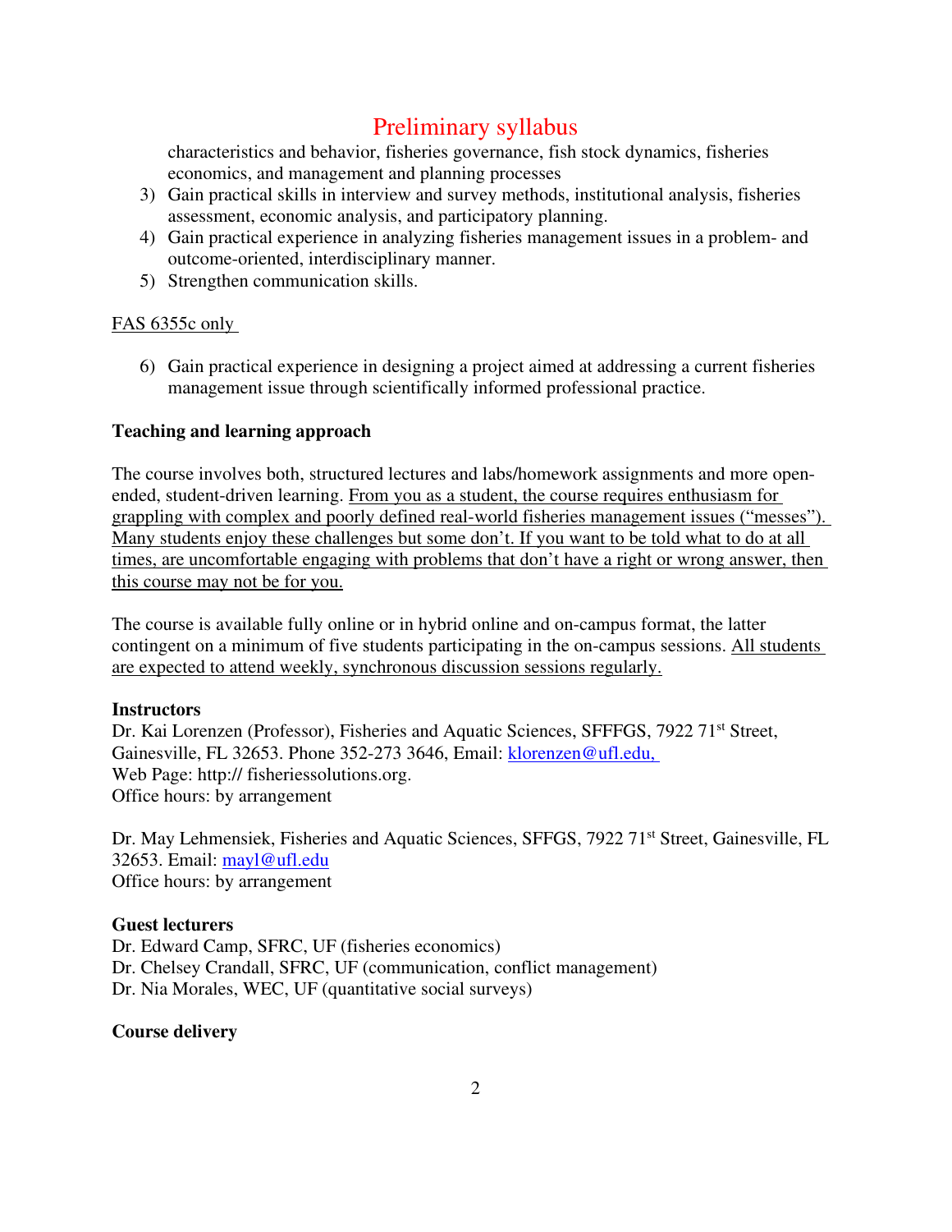# Preliminary syllabus

characteristics and behavior, fisheries governance, fish stock dynamics, fisheries economics, and management and planning processes

3) Gain practical skills in interview and survey methods, institutional analysis, fisheries assessment, economic analysis, and participatory planning.
4) Gain practical experience in analyzing fisheries management issues in a problem- and outcome-oriented, interdisciplinary manner.
5) Strengthen communication skills.

<u>FAS 6355c only</u>

6) Gain practical experience in designing a project aimed at addressing a current fisheries management issue through scientifically informed professional practice.

**Teaching and learning approach**

The course involves both, structured lectures and labs/homework assignments and more open-ended, student-driven learning. <u>From you as a student, the course requires enthusiasm for grappling with complex and poorly defined real-world fisheries management issues ("messes"). Many students enjoy these challenges but some don't. If you want to be told what to do at all times, are uncomfortable engaging with problems that don't have a right or wrong answer, then this course may not be for you.</u>

The course is available fully online or in hybrid online and on-campus format, the latter contingent on a minimum of five students participating in the on-campus sessions. <u>All students are expected to attend weekly, synchronous discussion sessions regularly.</u>

**Instructors**

Dr. Kai Lorenzen (Professor), Fisheries and Aquatic Sciences, SFFFGS, 7922 71st Street, Gainesville, FL 32653. Phone 352-273 3646, Email: klorenzen@ufl.edu,
Web Page: http:// fisheriessolutions.org.
Office hours: by arrangement

Dr. May Lehmensiek, Fisheries and Aquatic Sciences, SFFGS, 7922 71st Street, Gainesville, FL 32653. Email: mayl@ufl.edu
Office hours: by arrangement

**Guest lecturers**

Dr. Edward Camp, SFRC, UF (fisheries economics)
Dr. Chelsey Crandall, SFRC, UF (communication, conflict management)
Dr. Nia Morales, WEC, UF (quantitative social surveys)

**Course delivery**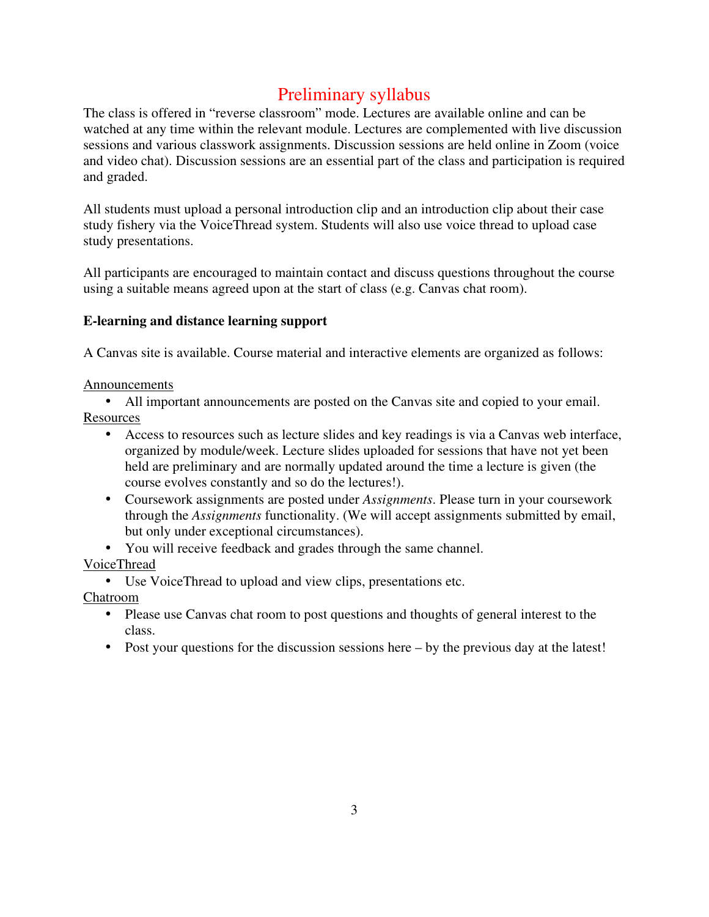# Preliminary syllabus

The class is offered in "reverse classroom" mode. Lectures are available online and can be watched at any time within the relevant module. Lectures are complemented with live discussion sessions and various classwork assignments. Discussion sessions are held online in Zoom (voice and video chat). Discussion sessions are an essential part of the class and participation is required and graded.

All students must upload a personal introduction clip and an introduction clip about their case study fishery via the VoiceThread system. Students will also use voice thread to upload case study presentations.

All participants are encouraged to maintain contact and discuss questions throughout the course using a suitable means agreed upon at the start of class (e.g. Canvas chat room).

**E-learning and distance learning support**

A Canvas site is available. Course material and interactive elements are organized as follows:

<u>Announcements</u>

- All important announcements are posted on the Canvas site and copied to your email.

<u>Resources</u>

- Access to resources such as lecture slides and key readings is via a Canvas web interface, organized by module/week. Lecture slides uploaded for sessions that have not yet been held are preliminary and are normally updated around the time a lecture is given (the course evolves constantly and so do the lectures!).
- Coursework assignments are posted under *Assignments*. Please turn in your coursework through the *Assignments* functionality. (We will accept assignments submitted by email, but only under exceptional circumstances).
- You will receive feedback and grades through the same channel.

<u>VoiceThread</u>

- Use VoiceThread to upload and view clips, presentations etc.

<u>Chatroom</u>

- Please use Canvas chat room to post questions and thoughts of general interest to the class.
- Post your questions for the discussion sessions here – by the previous day at the latest!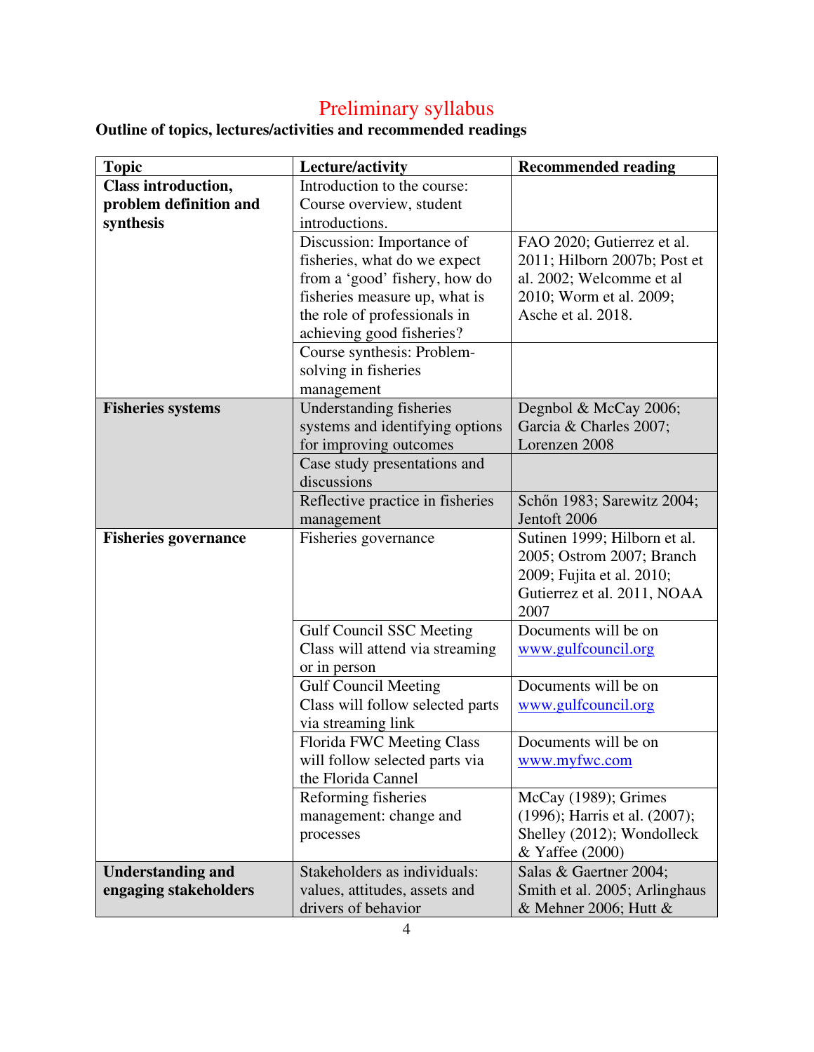# Preliminary syllabus

**Outline of topics, lectures/activities and recommended readings**

| Topic | Lecture/activity | Recommended reading |
|---|---|---|
| **Class introduction, problem definition and synthesis** | Introduction to the course: Course overview, student introductions. | |
| | Discussion: Importance of fisheries, what do we expect from a 'good' fishery, how do fisheries measure up, what is the role of professionals in achieving good fisheries? | FAO 2020; Gutierrez et al. 2011; Hilborn 2007b; Post et al. 2002; Welcomme et al 2010; Worm et al. 2009; Asche et al. 2018. |
| | Course synthesis: Problem-solving in fisheries management | |
| **Fisheries systems** | Understanding fisheries systems and identifying options for improving outcomes | Degnbol & McCay 2006; Garcia & Charles 2007; Lorenzen 2008 |
| | Case study presentations and discussions | |
| | Reflective practice in fisheries management | Schőn 1983; Sarewitz 2004; Jentoft 2006 |
| **Fisheries governance** | Fisheries governance | Sutinen 1999; Hilborn et al. 2005; Ostrom 2007; Branch 2009; Fujita et al. 2010; Gutierrez et al. 2011, NOAA 2007 |
| | Gulf Council SSC Meeting Class will attend via streaming or in person | Documents will be on www.gulfcouncil.org |
| | Gulf Council Meeting Class will follow selected parts via streaming link | Documents will be on www.gulfcouncil.org |
| | Florida FWC Meeting Class will follow selected parts via the Florida Cannel | Documents will be on www.myfwc.com |
| | Reforming fisheries management: change and processes | McCay (1989); Grimes (1996); Harris et al. (2007); Shelley (2012); Wondolleck & Yaffee (2000) |
| **Understanding and engaging stakeholders** | Stakeholders as individuals: values, attitudes, assets and drivers of behavior | Salas & Gaertner 2004; Smith et al. 2005; Arlinghaus & Mehner 2006; Hutt & |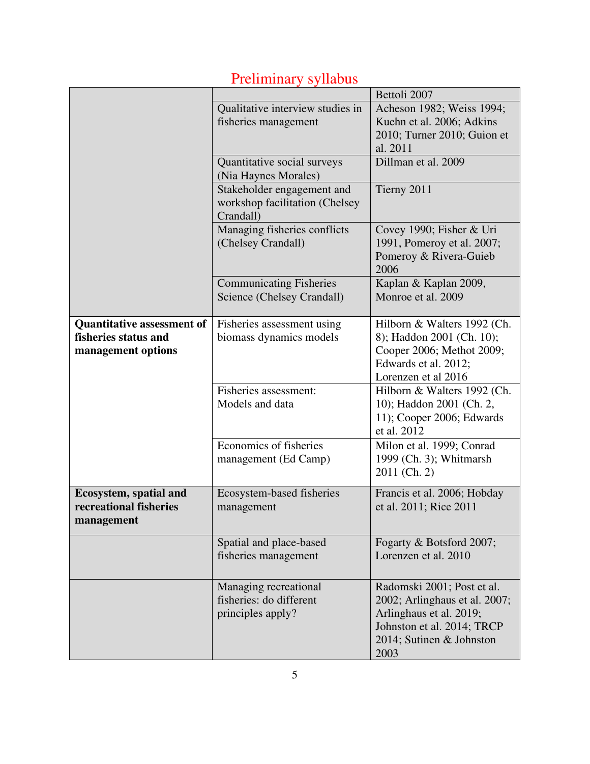## Preliminary syllabus

| | | |
|---|---|---|
| | | Bettoli 2007 |
| | Qualitative interview studies in fisheries management | Acheson 1982; Weiss 1994; Kuehn et al. 2006; Adkins 2010; Turner 2010; Guion et al. 2011 |
| | Quantitative social surveys (Nia Haynes Morales) | Dillman et al. 2009 |
| | Stakeholder engagement and workshop facilitation (Chelsey Crandall) | Tierny 2011 |
| | Managing fisheries conflicts (Chelsey Crandall) | Covey 1990; Fisher & Uri 1991, Pomeroy et al. 2007; Pomeroy & Rivera-Guieb 2006 |
| | Communicating Fisheries Science (Chelsey Crandall) | Kaplan & Kaplan 2009, Monroe et al. 2009 |
| **Quantitative assessment of fisheries status and management options** | Fisheries assessment using biomass dynamics models | Hilborn & Walters 1992 (Ch. 8); Haddon 2001 (Ch. 10); Cooper 2006; Methot 2009; Edwards et al. 2012; Lorenzen et al 2016 |
| | Fisheries assessment: Models and data | Hilborn & Walters 1992 (Ch. 10); Haddon 2001 (Ch. 2, 11); Cooper 2006; Edwards et al. 2012 |
| | Economics of fisheries management (Ed Camp) | Milon et al. 1999; Conrad 1999 (Ch. 3); Whitmarsh 2011 (Ch. 2) |
| **Ecosystem, spatial and recreational fisheries management** | Ecosystem-based fisheries management | Francis et al. 2006; Hobday et al. 2011; Rice 2011 |
| | Spatial and place-based fisheries management | Fogarty & Botsford 2007; Lorenzen et al. 2010 |
| | Managing recreational fisheries: do different principles apply? | Radomski 2001; Post et al. 2002; Arlinghaus et al. 2007; Arlinghaus et al. 2019; Johnston et al. 2014; TRCP 2014; Sutinen & Johnston 2003 |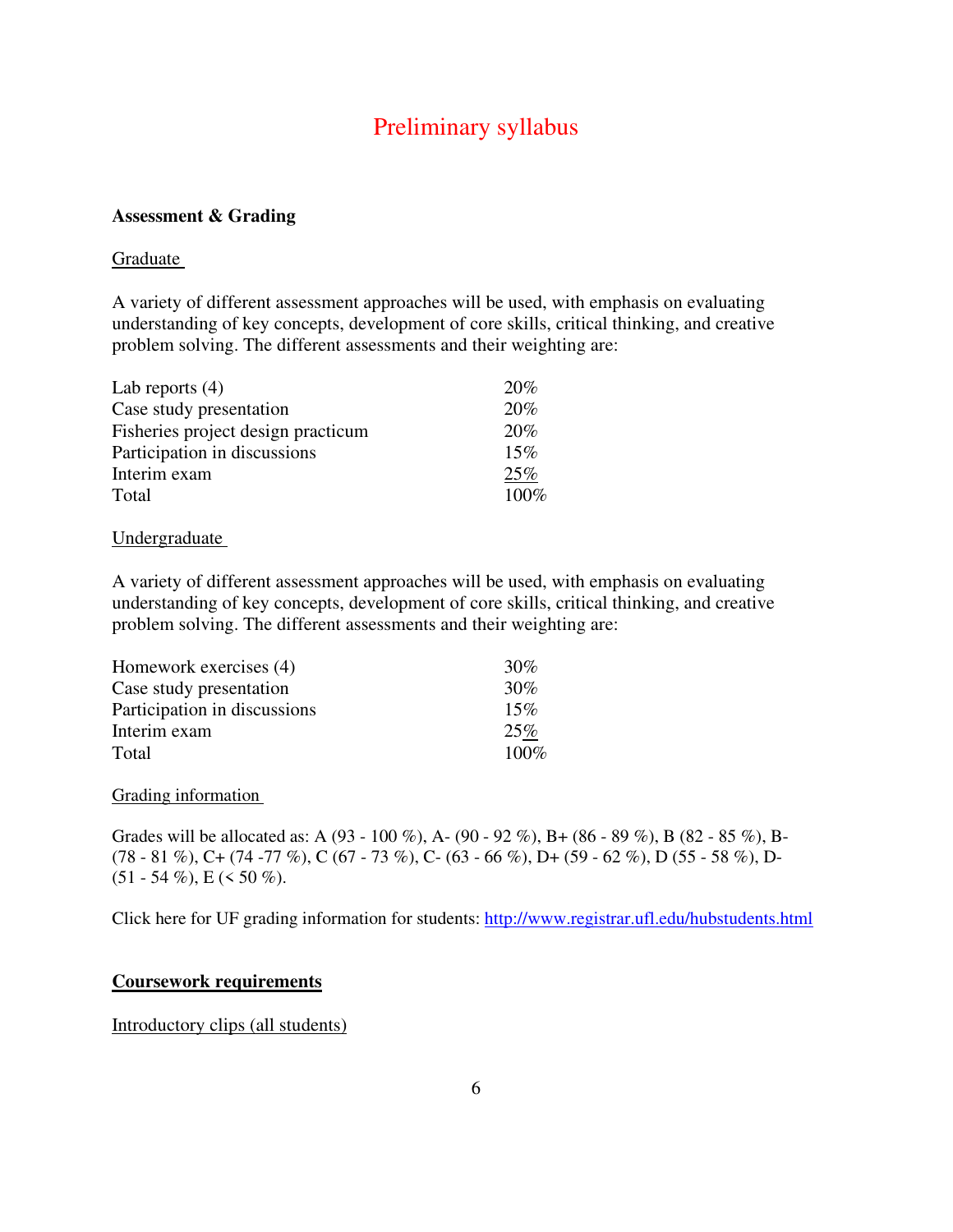# Preliminary syllabus

**Assessment & Grading**

Graduate

A variety of different assessment approaches will be used, with emphasis on evaluating understanding of key concepts, development of core skills, critical thinking, and creative problem solving. The different assessments and their weighting are:

| Assessment | Weighting |
|---|---|
| Lab reports (4) | 20% |
| Case study presentation | 20% |
| Fisheries project design practicum | 20% |
| Participation in discussions | 15% |
| Interim exam | 25% |
| Total | 100% |

Undergraduate

A variety of different assessment approaches will be used, with emphasis on evaluating understanding of key concepts, development of core skills, critical thinking, and creative problem solving. The different assessments and their weighting are:

| Assessment | Weighting |
|---|---|
| Homework exercises (4) | 30% |
| Case study presentation | 30% |
| Participation in discussions | 15% |
| Interim exam | 25% |
| Total | 100% |

Grading information

Grades will be allocated as: A (93 - 100 %), A- (90 - 92 %), B+ (86 - 89 %), B (82 - 85 %), B- (78 - 81 %), C+ (74 -77 %), C (67 - 73 %), C- (63 - 66 %), D+ (59 - 62 %), D (55 - 58 %), D- (51 - 54 %), E (< 50 %).

Click here for UF grading information for students: http://www.registrar.ufl.edu/hubstudents.html

## Coursework requirements

Introductory clips (all students)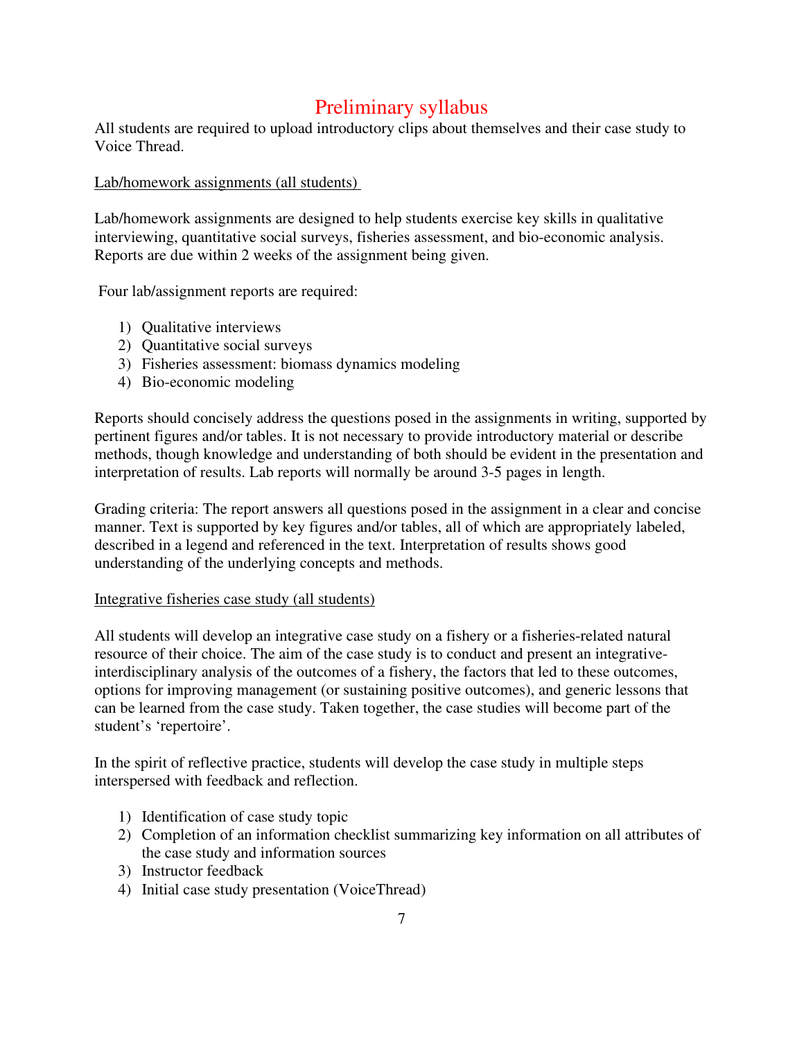# Preliminary syllabus

All students are required to upload introductory clips about themselves and their case study to Voice Thread.

## Lab/homework assignments (all students)

Lab/homework assignments are designed to help students exercise key skills in qualitative interviewing, quantitative social surveys, fisheries assessment, and bio-economic analysis. Reports are due within 2 weeks of the assignment being given.

Four lab/assignment reports are required:

1) Qualitative interviews
2) Quantitative social surveys
3) Fisheries assessment: biomass dynamics modeling
4) Bio-economic modeling

Reports should concisely address the questions posed in the assignments in writing, supported by pertinent figures and/or tables. It is not necessary to provide introductory material or describe methods, though knowledge and understanding of both should be evident in the presentation and interpretation of results. Lab reports will normally be around 3-5 pages in length.

Grading criteria: The report answers all questions posed in the assignment in a clear and concise manner. Text is supported by key figures and/or tables, all of which are appropriately labeled, described in a legend and referenced in the text. Interpretation of results shows good understanding of the underlying concepts and methods.

## Integrative fisheries case study (all students)

All students will develop an integrative case study on a fishery or a fisheries-related natural resource of their choice. The aim of the case study is to conduct and present an integrative-interdisciplinary analysis of the outcomes of a fishery, the factors that led to these outcomes, options for improving management (or sustaining positive outcomes), and generic lessons that can be learned from the case study. Taken together, the case studies will become part of the student's 'repertoire'.

In the spirit of reflective practice, students will develop the case study in multiple steps interspersed with feedback and reflection.

1) Identification of case study topic
2) Completion of an information checklist summarizing key information on all attributes of the case study and information sources
3) Instructor feedback
4) Initial case study presentation (VoiceThread)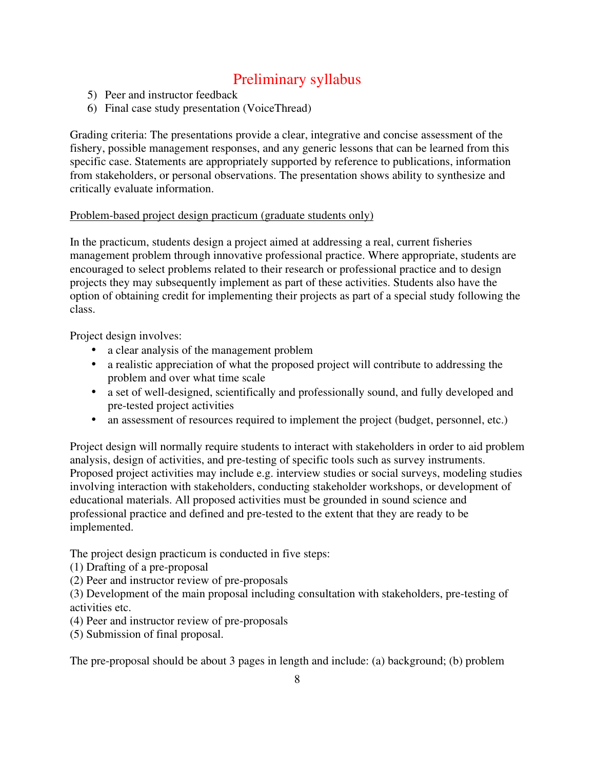5) Peer and instructor feedback
6) Final case study presentation (VoiceThread)

Grading criteria: The presentations provide a clear, integrative and concise assessment of the fishery, possible management responses, and any generic lessons that can be learned from this specific case. Statements are appropriately supported by reference to publications, information from stakeholders, or personal observations. The presentation shows ability to synthesize and critically evaluate information.

<u>Problem-based project design practicum (graduate students only)</u>

In the practicum, students design a project aimed at addressing a real, current fisheries management problem through innovative professional practice. Where appropriate, students are encouraged to select problems related to their research or professional practice and to design projects they may subsequently implement as part of these activities. Students also have the option of obtaining credit for implementing their projects as part of a special study following the class.

Project design involves:

- a clear analysis of the management problem
- a realistic appreciation of what the proposed project will contribute to addressing the problem and over what time scale
- a set of well-designed, scientifically and professionally sound, and fully developed and pre-tested project activities
- an assessment of resources required to implement the project (budget, personnel, etc.)

Project design will normally require students to interact with stakeholders in order to aid problem analysis, design of activities, and pre-testing of specific tools such as survey instruments. Proposed project activities may include e.g. interview studies or social surveys, modeling studies involving interaction with stakeholders, conducting stakeholder workshops, or development of educational materials. All proposed activities must be grounded in sound science and professional practice and defined and pre-tested to the extent that they are ready to be implemented.

The project design practicum is conducted in five steps:
(1) Drafting of a pre-proposal
(2) Peer and instructor review of pre-proposals
(3) Development of the main proposal including consultation with stakeholders, pre-testing of activities etc.
(4) Peer and instructor review of pre-proposals
(5) Submission of final proposal.

The pre-proposal should be about 3 pages in length and include: (a) background; (b) problem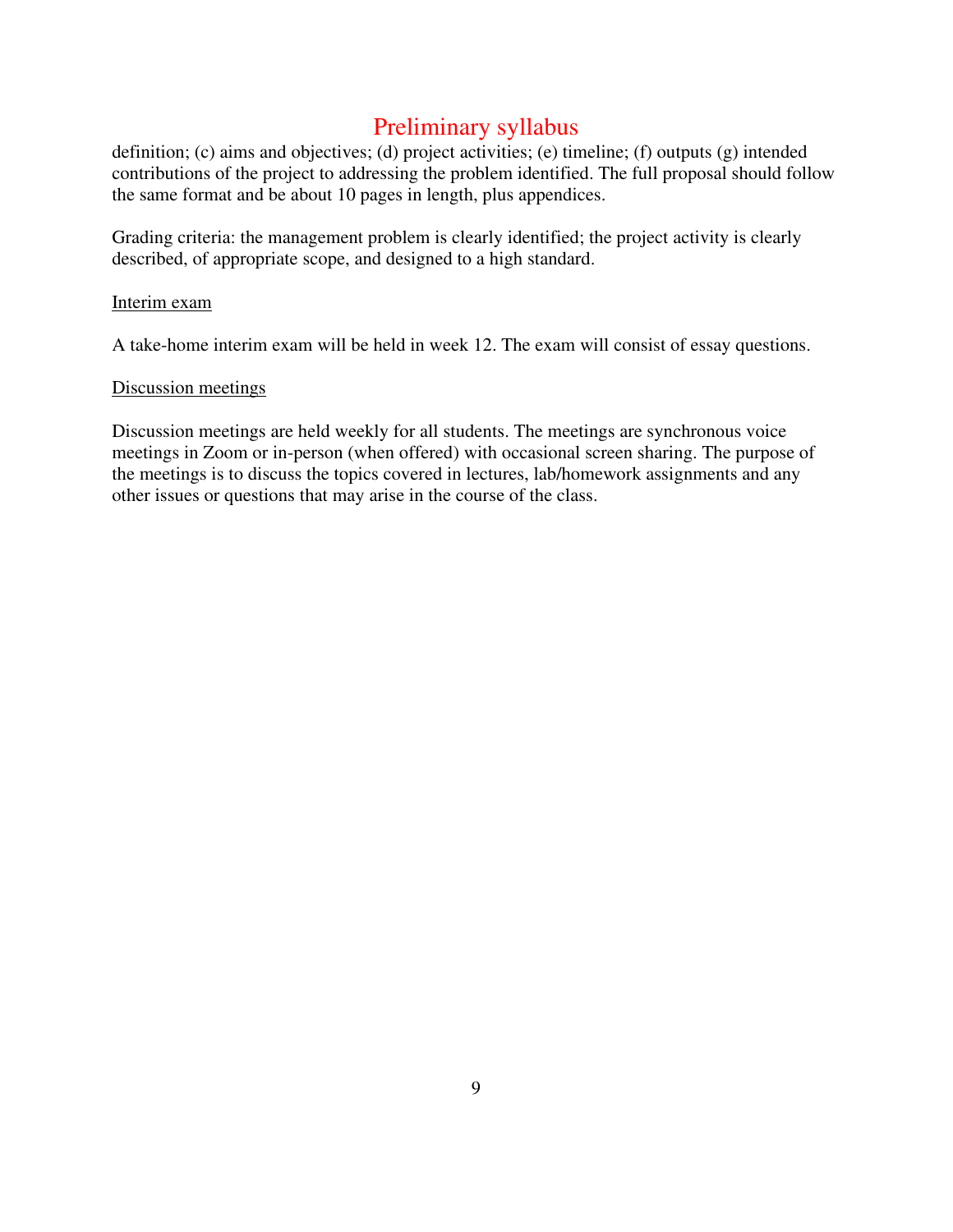definition; (c) aims and objectives; (d) project activities; (e) timeline; (f) outputs (g) intended contributions of the project to addressing the problem identified. The full proposal should follow the same format and be about 10 pages in length, plus appendices.

Grading criteria: the management problem is clearly identified; the project activity is clearly described, of appropriate scope, and designed to a high standard.

<u>Interim exam</u>

A take-home interim exam will be held in week 12. The exam will consist of essay questions.

<u>Discussion meetings</u>

Discussion meetings are held weekly for all students. The meetings are synchronous voice meetings in Zoom or in-person (when offered) with occasional screen sharing. The purpose of the meetings is to discuss the topics covered in lectures, lab/homework assignments and any other issues or questions that may arise in the course of the class.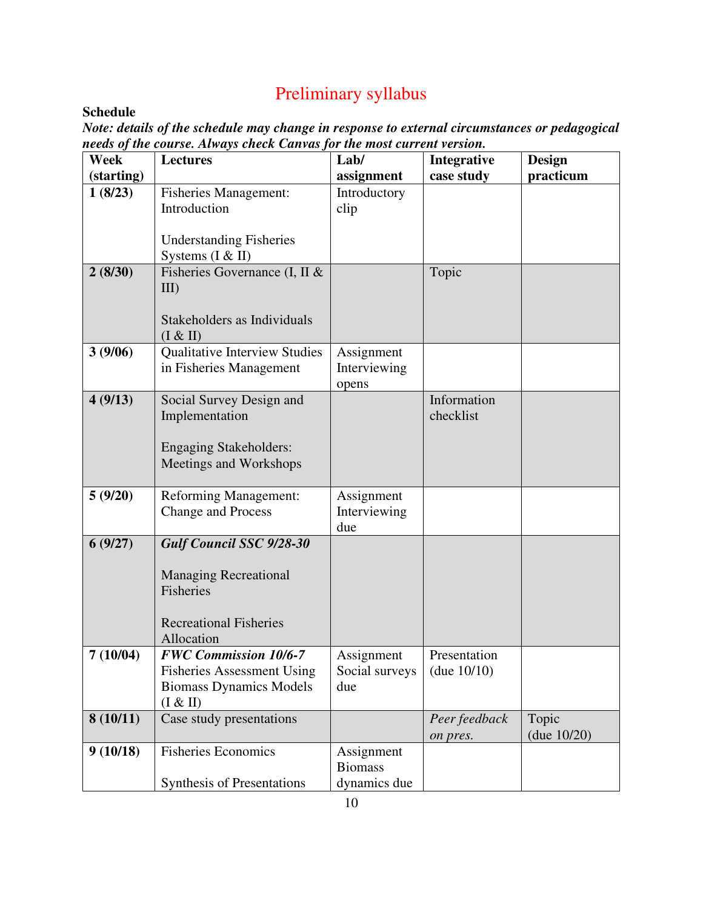# Preliminary syllabus

**Schedule**

***Note: details of the schedule may change in response to external circumstances or pedagogical needs of the course. Always check Canvas for the most current version.***

| Week (starting) | Lectures | Lab/ assignment | Integrative case study | Design practicum |
|---|---|---|---|---|
| **1 (8/23)** | Fisheries Management: Introduction<br><br>Understanding Fisheries Systems (I & II) | Introductory clip | | |
| **2 (8/30)** | Fisheries Governance (I, II & III)<br><br>Stakeholders as Individuals (I & II) | | Topic | |
| **3 (9/06)** | Qualitative Interview Studies in Fisheries Management | Assignment Interviewing opens | | |
| **4 (9/13)** | Social Survey Design and Implementation<br><br>Engaging Stakeholders: Meetings and Workshops | | Information checklist | |
| **5 (9/20)** | Reforming Management: Change and Process | Assignment Interviewing due | | |
| **6 (9/27)** | ***Gulf Council SSC 9/28-30***<br><br>Managing Recreational Fisheries<br><br>Recreational Fisheries Allocation | | | |
| **7 (10/04)** | ***FWC Commission 10/6-7***<br>Fisheries Assessment Using Biomass Dynamics Models (I & II) | Assignment Social surveys due | Presentation (due 10/10) | |
| **8 (10/11)** | Case study presentations | | *Peer feedback on pres.* | Topic (due 10/20) |
| **9 (10/18)** | Fisheries Economics<br><br>Synthesis of Presentations | Assignment Biomass dynamics due | | |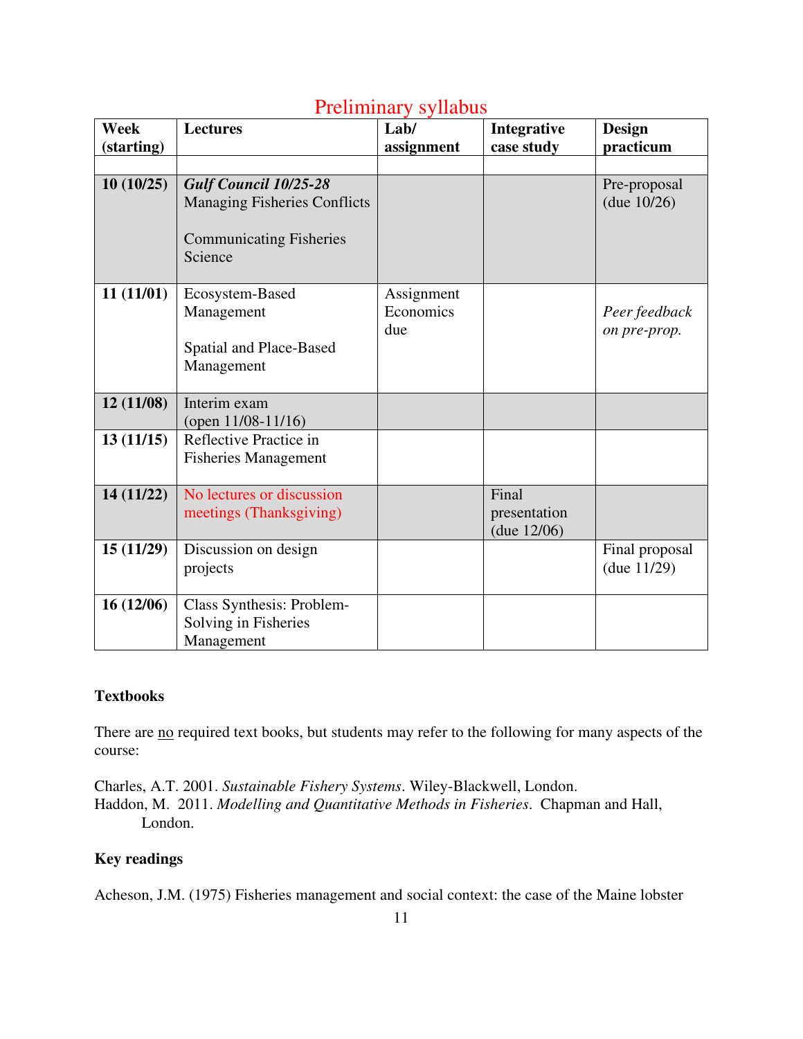## Preliminary syllabus

| Week (starting) | Lectures | Lab/ assignment | Integrative case study | Design practicum |
|---|---|---|---|---|
| | | | | |
| 10 (10/25) | ***Gulf Council 10/25-28*** Managing Fisheries Conflicts<br><br>Communicating Fisheries Science | | | Pre-proposal (due 10/26) |
| 11 (11/01) | Ecosystem-Based Management<br><br>Spatial and Place-Based Management | Assignment Economics due | | *Peer feedback on pre-prop.* |
| 12 (11/08) | Interim exam (open 11/08-11/16) | | | |
| 13 (11/15) | Reflective Practice in Fisheries Management | | | |
| 14 (11/22) | No lectures or discussion meetings (Thanksgiving) | | Final presentation (due 12/06) | |
| 15 (11/29) | Discussion on design projects | | | Final proposal (due 11/29) |
| 16 (12/06) | Class Synthesis: Problem-Solving in Fisheries Management | | | |

**Textbooks**

There are no required text books, but students may refer to the following for many aspects of the course:

Charles, A.T. 2001. *Sustainable Fishery Systems*. Wiley-Blackwell, London.
Haddon, M. 2011. *Modelling and Quantitative Methods in Fisheries*. Chapman and Hall, London.

**Key readings**

Acheson, J.M. (1975) Fisheries management and social context: the case of the Maine lobster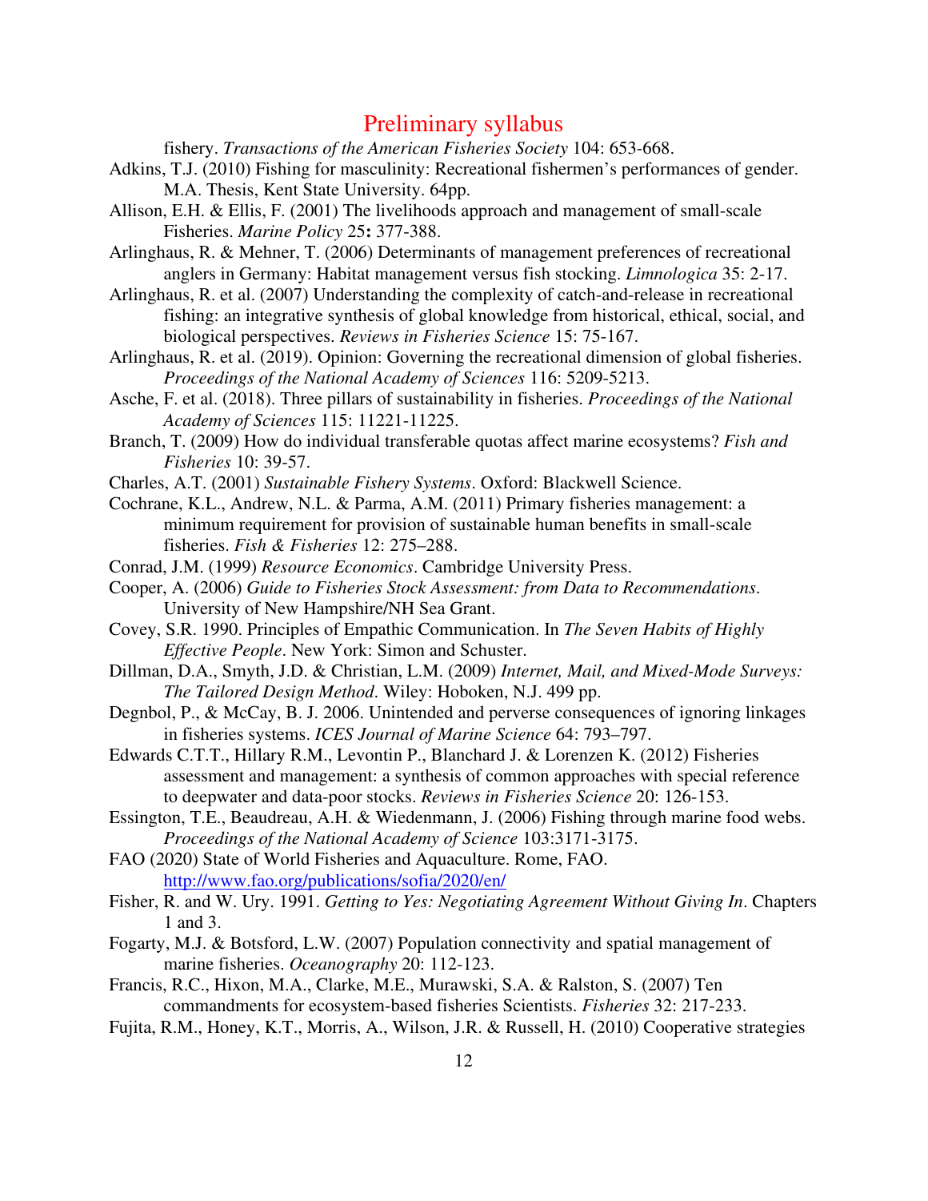fishery. *Transactions of the American Fisheries Society* 104: 653-668.

Adkins, T.J. (2010) Fishing for masculinity: Recreational fishermen's performances of gender. M.A. Thesis, Kent State University. 64pp.

Allison, E.H. & Ellis, F. (2001) The livelihoods approach and management of small-scale Fisheries. *Marine Policy* 25**:** 377-388.

Arlinghaus, R. & Mehner, T. (2006) Determinants of management preferences of recreational anglers in Germany: Habitat management versus fish stocking. *Limnologica* 35: 2-17.

Arlinghaus, R. et al. (2007) Understanding the complexity of catch-and-release in recreational fishing: an integrative synthesis of global knowledge from historical, ethical, social, and biological perspectives. *Reviews in Fisheries Science* 15: 75-167.

Arlinghaus, R. et al. (2019). Opinion: Governing the recreational dimension of global fisheries. *Proceedings of the National Academy of Sciences* 116: 5209-5213.

Asche, F. et al. (2018). Three pillars of sustainability in fisheries. *Proceedings of the National Academy of Sciences* 115: 11221-11225.

Branch, T. (2009) How do individual transferable quotas affect marine ecosystems? *Fish and Fisheries* 10: 39-57.

Charles, A.T. (2001) *Sustainable Fishery Systems*. Oxford: Blackwell Science.

Cochrane, K.L., Andrew, N.L. & Parma, A.M. (2011) Primary fisheries management: a minimum requirement for provision of sustainable human benefits in small-scale fisheries. *Fish & Fisheries* 12: 275–288.

Conrad, J.M. (1999) *Resource Economics*. Cambridge University Press.

Cooper, A. (2006) *Guide to Fisheries Stock Assessment: from Data to Recommendations*. University of New Hampshire/NH Sea Grant.

Covey, S.R. 1990. Principles of Empathic Communication. In *The Seven Habits of Highly Effective People*. New York: Simon and Schuster.

Dillman, D.A., Smyth, J.D. & Christian, L.M. (2009) *Internet, Mail, and Mixed-Mode Surveys: The Tailored Design Method*. Wiley: Hoboken, N.J. 499 pp.

Degnbol, P., & McCay, B. J. 2006. Unintended and perverse consequences of ignoring linkages in fisheries systems. *ICES Journal of Marine Science* 64: 793–797.

Edwards C.T.T., Hillary R.M., Levontin P., Blanchard J. & Lorenzen K. (2012) Fisheries assessment and management: a synthesis of common approaches with special reference to deepwater and data-poor stocks. *Reviews in Fisheries Science* 20: 126-153.

Essington, T.E., Beaudreau, A.H. & Wiedenmann, J. (2006) Fishing through marine food webs. *Proceedings of the National Academy of Science* 103:3171-3175.

FAO (2020) State of World Fisheries and Aquaculture. Rome, FAO. http://www.fao.org/publications/sofia/2020/en/

Fisher, R. and W. Ury. 1991. *Getting to Yes: Negotiating Agreement Without Giving In*. Chapters 1 and 3.

Fogarty, M.J. & Botsford, L.W. (2007) Population connectivity and spatial management of marine fisheries. *Oceanography* 20: 112-123.

Francis, R.C., Hixon, M.A., Clarke, M.E., Murawski, S.A. & Ralston, S. (2007) Ten commandments for ecosystem-based fisheries Scientists. *Fisheries* 32: 217-233.

Fujita, R.M., Honey, K.T., Morris, A., Wilson, J.R. & Russell, H. (2010) Cooperative strategies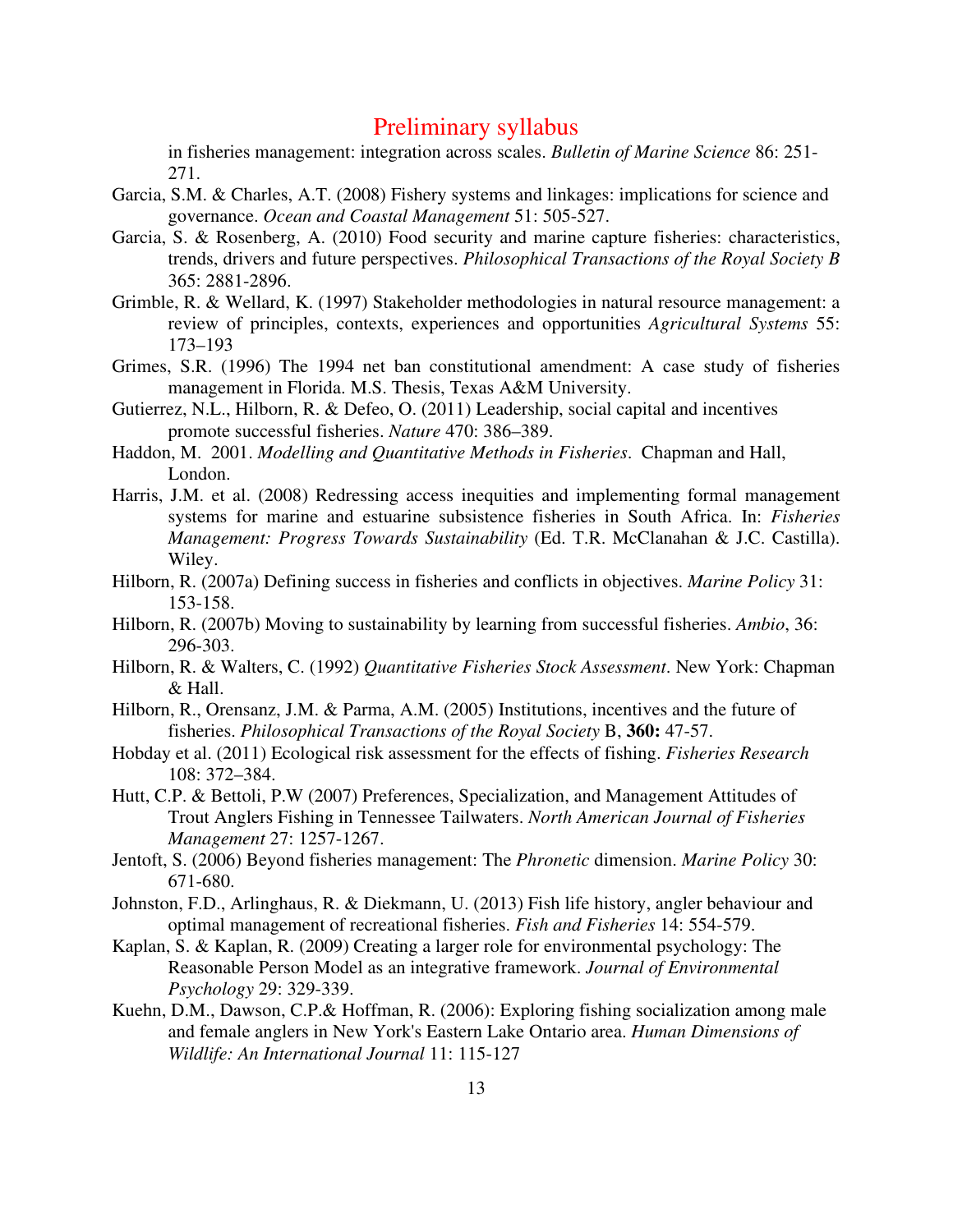in fisheries management: integration across scales. *Bulletin of Marine Science* 86: 251-271.

Garcia, S.M. & Charles, A.T. (2008) Fishery systems and linkages: implications for science and governance. *Ocean and Coastal Management* 51: 505-527.

Garcia, S. & Rosenberg, A. (2010) Food security and marine capture fisheries: characteristics, trends, drivers and future perspectives. *Philosophical Transactions of the Royal Society B* 365: 2881-2896.

Grimble, R. & Wellard, K. (1997) Stakeholder methodologies in natural resource management: a review of principles, contexts, experiences and opportunities *Agricultural Systems* 55: 173–193

Grimes, S.R. (1996) The 1994 net ban constitutional amendment: A case study of fisheries management in Florida. M.S. Thesis, Texas A&M University.

Gutierrez, N.L., Hilborn, R. & Defeo, O. (2011) Leadership, social capital and incentives promote successful fisheries. *Nature* 470: 386–389.

Haddon, M. 2001. *Modelling and Quantitative Methods in Fisheries*. Chapman and Hall, London.

Harris, J.M. et al. (2008) Redressing access inequities and implementing formal management systems for marine and estuarine subsistence fisheries in South Africa. In: *Fisheries Management: Progress Towards Sustainability* (Ed. T.R. McClanahan & J.C. Castilla). Wiley.

Hilborn, R. (2007a) Defining success in fisheries and conflicts in objectives. *Marine Policy* 31: 153-158.

Hilborn, R. (2007b) Moving to sustainability by learning from successful fisheries. *Ambio*, 36: 296-303.

Hilborn, R. & Walters, C. (1992) *Quantitative Fisheries Stock Assessment*. New York: Chapman & Hall.

Hilborn, R., Orensanz, J.M. & Parma, A.M. (2005) Institutions, incentives and the future of fisheries. *Philosophical Transactions of the Royal Society* B, **360:** 47-57.

Hobday et al. (2011) Ecological risk assessment for the effects of fishing. *Fisheries Research* 108: 372–384.

Hutt, C.P. & Bettoli, P.W (2007) Preferences, Specialization, and Management Attitudes of Trout Anglers Fishing in Tennessee Tailwaters. *North American Journal of Fisheries Management* 27: 1257-1267.

Jentoft, S. (2006) Beyond fisheries management: The *Phronetic* dimension. *Marine Policy* 30: 671-680.

Johnston, F.D., Arlinghaus, R. & Diekmann, U. (2013) Fish life history, angler behaviour and optimal management of recreational fisheries. *Fish and Fisheries* 14: 554-579.

Kaplan, S. & Kaplan, R. (2009) Creating a larger role for environmental psychology: The Reasonable Person Model as an integrative framework. *Journal of Environmental Psychology* 29: 329-339.

Kuehn, D.M., Dawson, C.P.& Hoffman, R. (2006): Exploring fishing socialization among male and female anglers in New York's Eastern Lake Ontario area. *Human Dimensions of Wildlife: An International Journal* 11: 115-127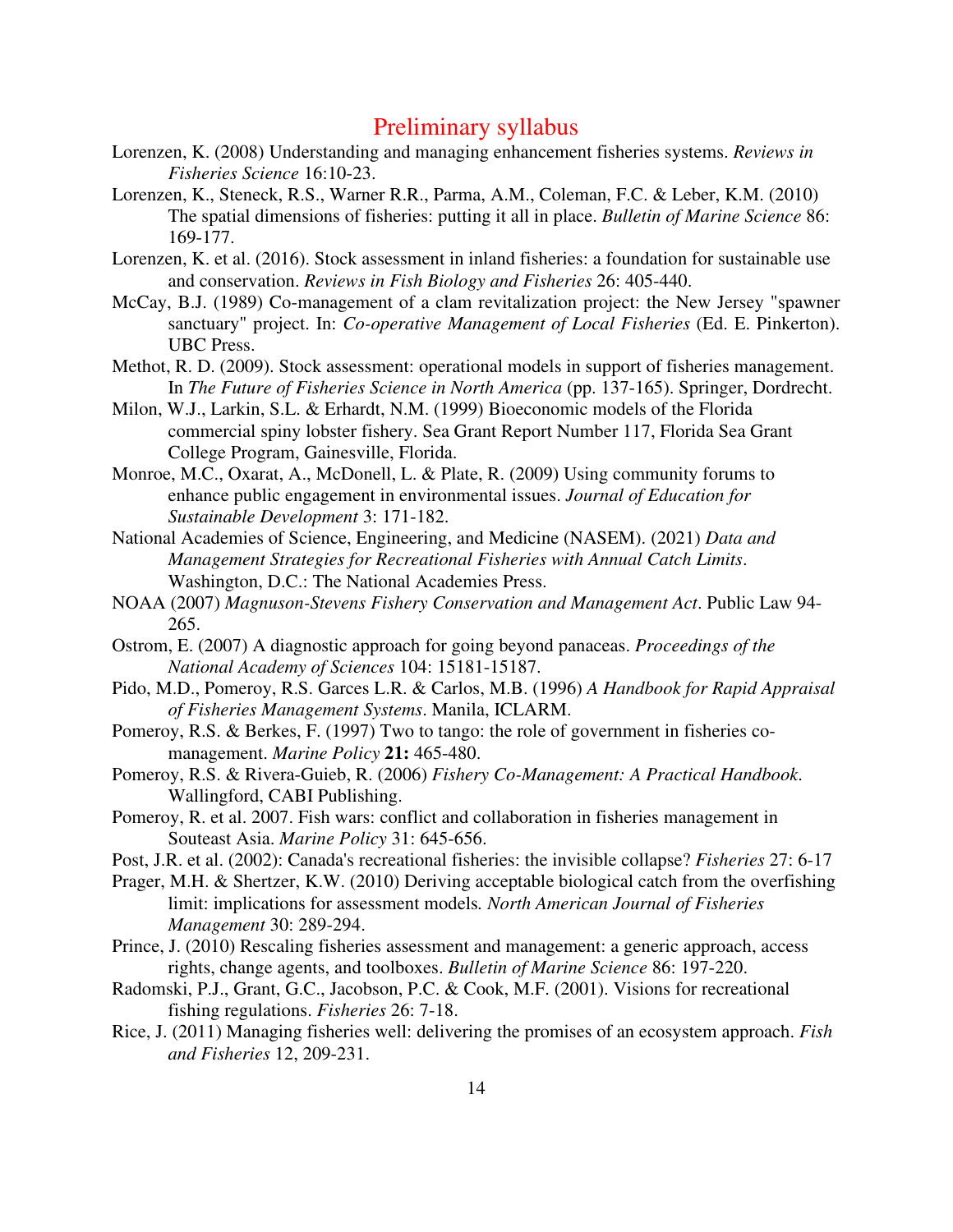# Preliminary syllabus

Lorenzen, K. (2008) Understanding and managing enhancement fisheries systems. *Reviews in Fisheries Science* 16:10-23.

Lorenzen, K., Steneck, R.S., Warner R.R., Parma, A.M., Coleman, F.C. & Leber, K.M. (2010) The spatial dimensions of fisheries: putting it all in place. *Bulletin of Marine Science* 86: 169-177.

Lorenzen, K. et al. (2016). Stock assessment in inland fisheries: a foundation for sustainable use and conservation. *Reviews in Fish Biology and Fisheries* 26: 405-440.

McCay, B.J. (1989) Co-management of a clam revitalization project: the New Jersey "spawner sanctuary" project. In: *Co-operative Management of Local Fisheries* (Ed. E. Pinkerton). UBC Press.

Methot, R. D. (2009). Stock assessment: operational models in support of fisheries management. In *The Future of Fisheries Science in North America* (pp. 137-165). Springer, Dordrecht.

Milon, W.J., Larkin, S.L. & Erhardt, N.M. (1999) Bioeconomic models of the Florida commercial spiny lobster fishery. Sea Grant Report Number 117, Florida Sea Grant College Program, Gainesville, Florida.

Monroe, M.C., Oxarat, A., McDonell, L. & Plate, R. (2009) Using community forums to enhance public engagement in environmental issues. *Journal of Education for Sustainable Development* 3: 171-182.

National Academies of Science, Engineering, and Medicine (NASEM). (2021) *Data and Management Strategies for Recreational Fisheries with Annual Catch Limits*. Washington, D.C.: The National Academies Press.

NOAA (2007) *Magnuson-Stevens Fishery Conservation and Management Act*. Public Law 94-265.

Ostrom, E. (2007) A diagnostic approach for going beyond panaceas. *Proceedings of the National Academy of Sciences* 104: 15181-15187.

Pido, M.D., Pomeroy, R.S. Garces L.R. & Carlos, M.B. (1996) *A Handbook for Rapid Appraisal of Fisheries Management Systems*. Manila, ICLARM.

Pomeroy, R.S. & Berkes, F. (1997) Two to tango: the role of government in fisheries co-management. *Marine Policy* **21:** 465-480.

Pomeroy, R.S. & Rivera-Guieb, R. (2006) *Fishery Co-Management: A Practical Handbook*. Wallingford, CABI Publishing.

Pomeroy, R. et al. 2007. Fish wars: conflict and collaboration in fisheries management in Souteast Asia. *Marine Policy* 31: 645-656.

Post, J.R. et al. (2002): Canada's recreational fisheries: the invisible collapse? *Fisheries* 27: 6-17

Prager, M.H. & Shertzer, K.W. (2010) Deriving acceptable biological catch from the overfishing limit: implications for assessment models. *North American Journal of Fisheries Management* 30: 289-294.

Prince, J. (2010) Rescaling fisheries assessment and management: a generic approach, access rights, change agents, and toolboxes. *Bulletin of Marine Science* 86: 197-220.

Radomski, P.J., Grant, G.C., Jacobson, P.C. & Cook, M.F. (2001). Visions for recreational fishing regulations. *Fisheries* 26: 7-18.

Rice, J. (2011) Managing fisheries well: delivering the promises of an ecosystem approach. *Fish and Fisheries* 12, 209-231.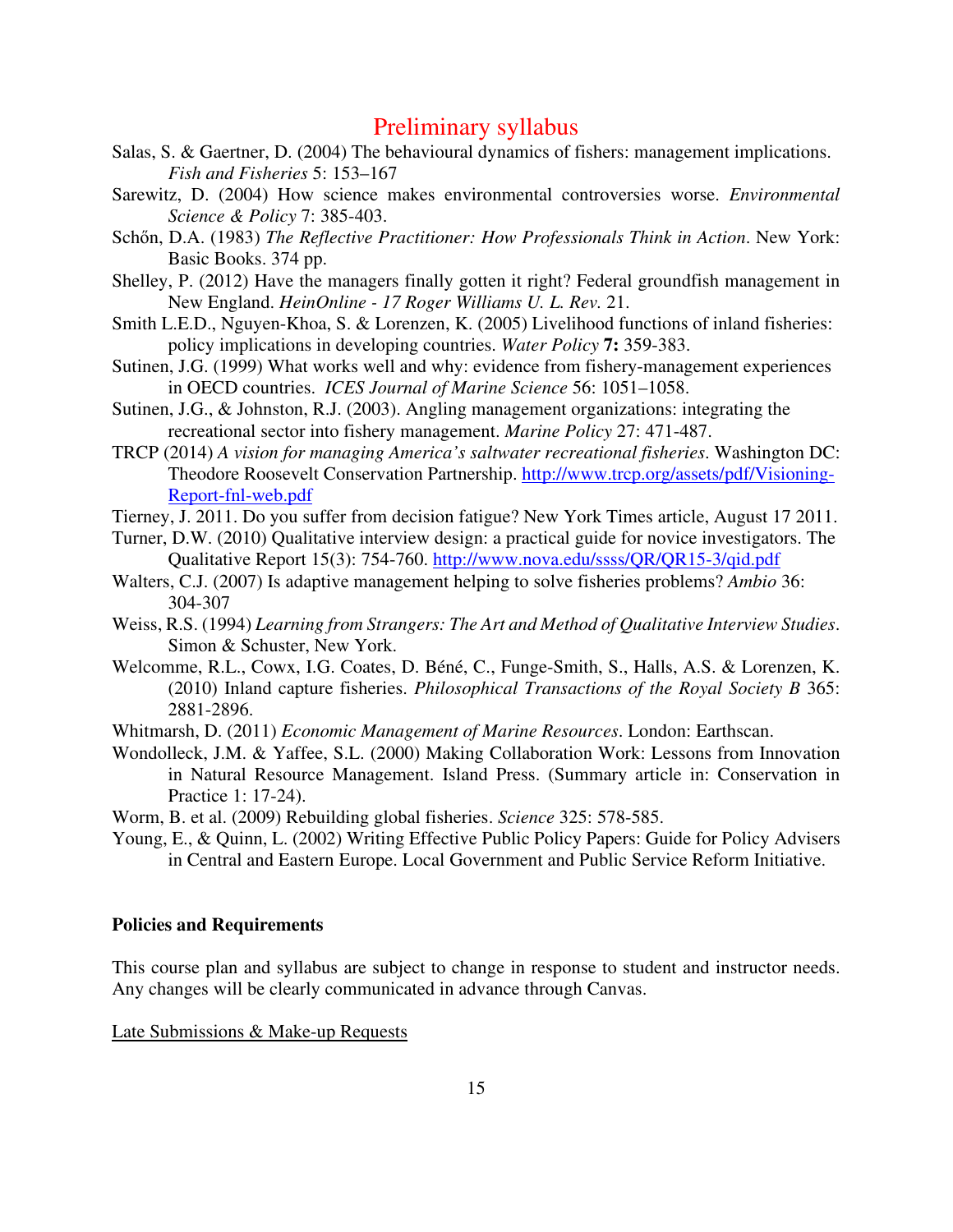## Preliminary syllabus

Salas, S. & Gaertner, D. (2004) The behavioural dynamics of fishers: management implications. *Fish and Fisheries* 5: 153–167

Sarewitz, D. (2004) How science makes environmental controversies worse. *Environmental Science & Policy* 7: 385-403.

Schőn, D.A. (1983) *The Reflective Practitioner: How Professionals Think in Action*. New York: Basic Books. 374 pp.

Shelley, P. (2012) Have the managers finally gotten it right? Federal groundfish management in New England. *HeinOnline - 17 Roger Williams U. L. Rev.* 21.

Smith L.E.D., Nguyen-Khoa, S. & Lorenzen, K. (2005) Livelihood functions of inland fisheries: policy implications in developing countries. *Water Policy* **7:** 359-383.

Sutinen, J.G. (1999) What works well and why: evidence from fishery-management experiences in OECD countries. *ICES Journal of Marine Science* 56: 1051–1058.

Sutinen, J.G., & Johnston, R.J. (2003). Angling management organizations: integrating the recreational sector into fishery management. *Marine Policy* 27: 471-487.

TRCP (2014) *A vision for managing America's saltwater recreational fisheries*. Washington DC: Theodore Roosevelt Conservation Partnership. [http://www.trcp.org/assets/pdf/Visioning-Report-fnl-web.pdf](http://www.trcp.org/assets/pdf/Visioning-Report-fnl-web.pdf)

Tierney, J. 2011. Do you suffer from decision fatigue? New York Times article, August 17 2011.

Turner, D.W. (2010) Qualitative interview design: a practical guide for novice investigators. The Qualitative Report 15(3): 754-760. [http://www.nova.edu/ssss/QR/QR15-3/qid.pdf](http://www.nova.edu/ssss/QR/QR15-3/qid.pdf)

Walters, C.J. (2007) Is adaptive management helping to solve fisheries problems? *Ambio* 36: 304-307

Weiss, R.S. (1994) *Learning from Strangers: The Art and Method of Qualitative Interview Studies*. Simon & Schuster, New York.

Welcomme, R.L., Cowx, I.G. Coates, D. Béné, C., Funge-Smith, S., Halls, A.S. & Lorenzen, K. (2010) Inland capture fisheries. *Philosophical Transactions of the Royal Society B* 365: 2881-2896.

Whitmarsh, D. (2011) *Economic Management of Marine Resources*. London: Earthscan.

Wondolleck, J.M. & Yaffee, S.L. (2000) Making Collaboration Work: Lessons from Innovation in Natural Resource Management. Island Press. (Summary article in: Conservation in Practice 1: 17-24).

Worm, B. et al. (2009) Rebuilding global fisheries. *Science* 325: 578-585.

Young, E., & Quinn, L. (2002) Writing Effective Public Policy Papers: Guide for Policy Advisers in Central and Eastern Europe. Local Government and Public Service Reform Initiative.

### Policies and Requirements

This course plan and syllabus are subject to change in response to student and instructor needs. Any changes will be clearly communicated in advance through Canvas.

<u>Late Submissions & Make-up Requests</u>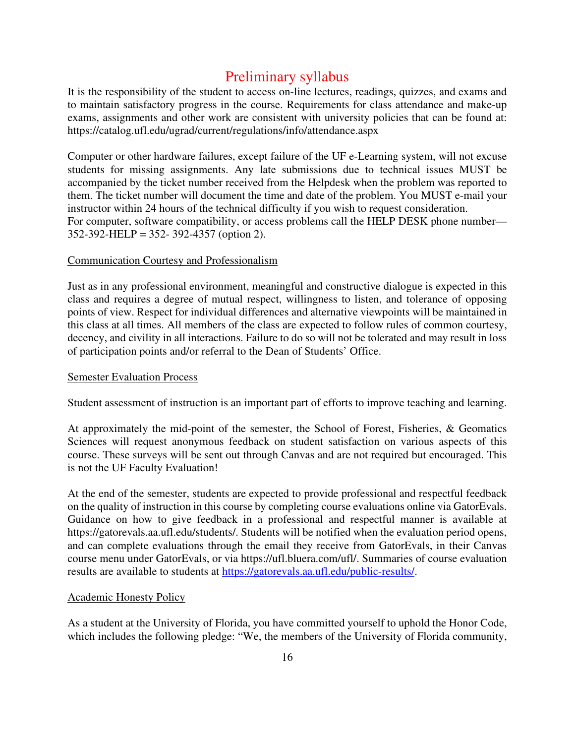# Preliminary syllabus

It is the responsibility of the student to access on-line lectures, readings, quizzes, and exams and to maintain satisfactory progress in the course. Requirements for class attendance and make-up exams, assignments and other work are consistent with university policies that can be found at: https://catalog.ufl.edu/ugrad/current/regulations/info/attendance.aspx

Computer or other hardware failures, except failure of the UF e-Learning system, will not excuse students for missing assignments. Any late submissions due to technical issues MUST be accompanied by the ticket number received from the Helpdesk when the problem was reported to them. The ticket number will document the time and date of the problem. You MUST e-mail your instructor within 24 hours of the technical difficulty if you wish to request consideration.
For computer, software compatibility, or access problems call the HELP DESK phone number—352-392-HELP = 352- 392-4357 (option 2).

## Communication Courtesy and Professionalism

Just as in any professional environment, meaningful and constructive dialogue is expected in this class and requires a degree of mutual respect, willingness to listen, and tolerance of opposing points of view. Respect for individual differences and alternative viewpoints will be maintained in this class at all times. All members of the class are expected to follow rules of common courtesy, decency, and civility in all interactions. Failure to do so will not be tolerated and may result in loss of participation points and/or referral to the Dean of Students' Office.

## Semester Evaluation Process

Student assessment of instruction is an important part of efforts to improve teaching and learning.

At approximately the mid-point of the semester, the School of Forest, Fisheries, & Geomatics Sciences will request anonymous feedback on student satisfaction on various aspects of this course. These surveys will be sent out through Canvas and are not required but encouraged. This is not the UF Faculty Evaluation!

At the end of the semester, students are expected to provide professional and respectful feedback on the quality of instruction in this course by completing course evaluations online via GatorEvals. Guidance on how to give feedback in a professional and respectful manner is available at https://gatorevals.aa.ufl.edu/students/. Students will be notified when the evaluation period opens, and can complete evaluations through the email they receive from GatorEvals, in their Canvas course menu under GatorEvals, or via https://ufl.bluera.com/ufl/. Summaries of course evaluation results are available to students at https://gatorevals.aa.ufl.edu/public-results/.

## Academic Honesty Policy

As a student at the University of Florida, you have committed yourself to uphold the Honor Code, which includes the following pledge: "We, the members of the University of Florida community,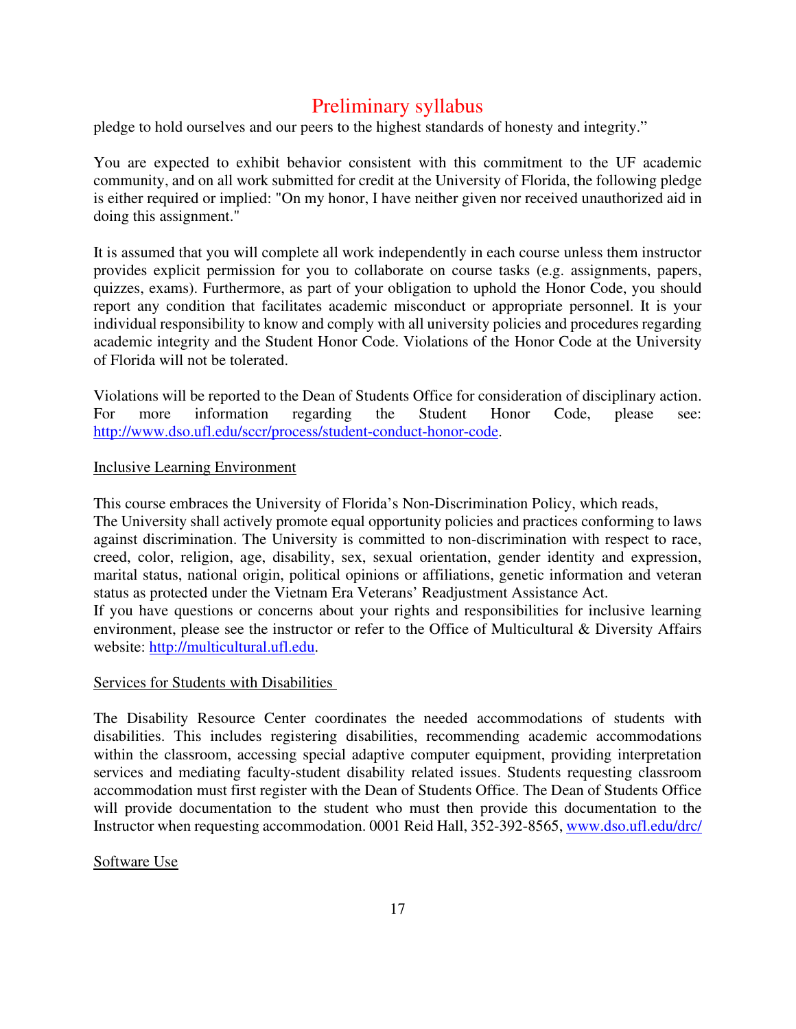# Preliminary syllabus

pledge to hold ourselves and our peers to the highest standards of honesty and integrity."

You are expected to exhibit behavior consistent with this commitment to the UF academic community, and on all work submitted for credit at the University of Florida, the following pledge is either required or implied: "On my honor, I have neither given nor received unauthorized aid in doing this assignment."

It is assumed that you will complete all work independently in each course unless them instructor provides explicit permission for you to collaborate on course tasks (e.g. assignments, papers, quizzes, exams). Furthermore, as part of your obligation to uphold the Honor Code, you should report any condition that facilitates academic misconduct or appropriate personnel. It is your individual responsibility to know and comply with all university policies and procedures regarding academic integrity and the Student Honor Code. Violations of the Honor Code at the University of Florida will not be tolerated.

Violations will be reported to the Dean of Students Office for consideration of disciplinary action. For more information regarding the Student Honor Code, please see: http://www.dso.ufl.edu/sccr/process/student-conduct-honor-code.

Inclusive Learning Environment

This course embraces the University of Florida's Non-Discrimination Policy, which reads,
The University shall actively promote equal opportunity policies and practices conforming to laws against discrimination. The University is committed to non-discrimination with respect to race, creed, color, religion, age, disability, sex, sexual orientation, gender identity and expression, marital status, national origin, political opinions or affiliations, genetic information and veteran status as protected under the Vietnam Era Veterans' Readjustment Assistance Act.
If you have questions or concerns about your rights and responsibilities for inclusive learning environment, please see the instructor or refer to the Office of Multicultural & Diversity Affairs website: http://multicultural.ufl.edu.

Services for Students with Disabilities

The Disability Resource Center coordinates the needed accommodations of students with disabilities. This includes registering disabilities, recommending academic accommodations within the classroom, accessing special adaptive computer equipment, providing interpretation services and mediating faculty-student disability related issues. Students requesting classroom accommodation must first register with the Dean of Students Office. The Dean of Students Office will provide documentation to the student who must then provide this documentation to the Instructor when requesting accommodation. 0001 Reid Hall, 352-392-8565, www.dso.ufl.edu/drc/

Software Use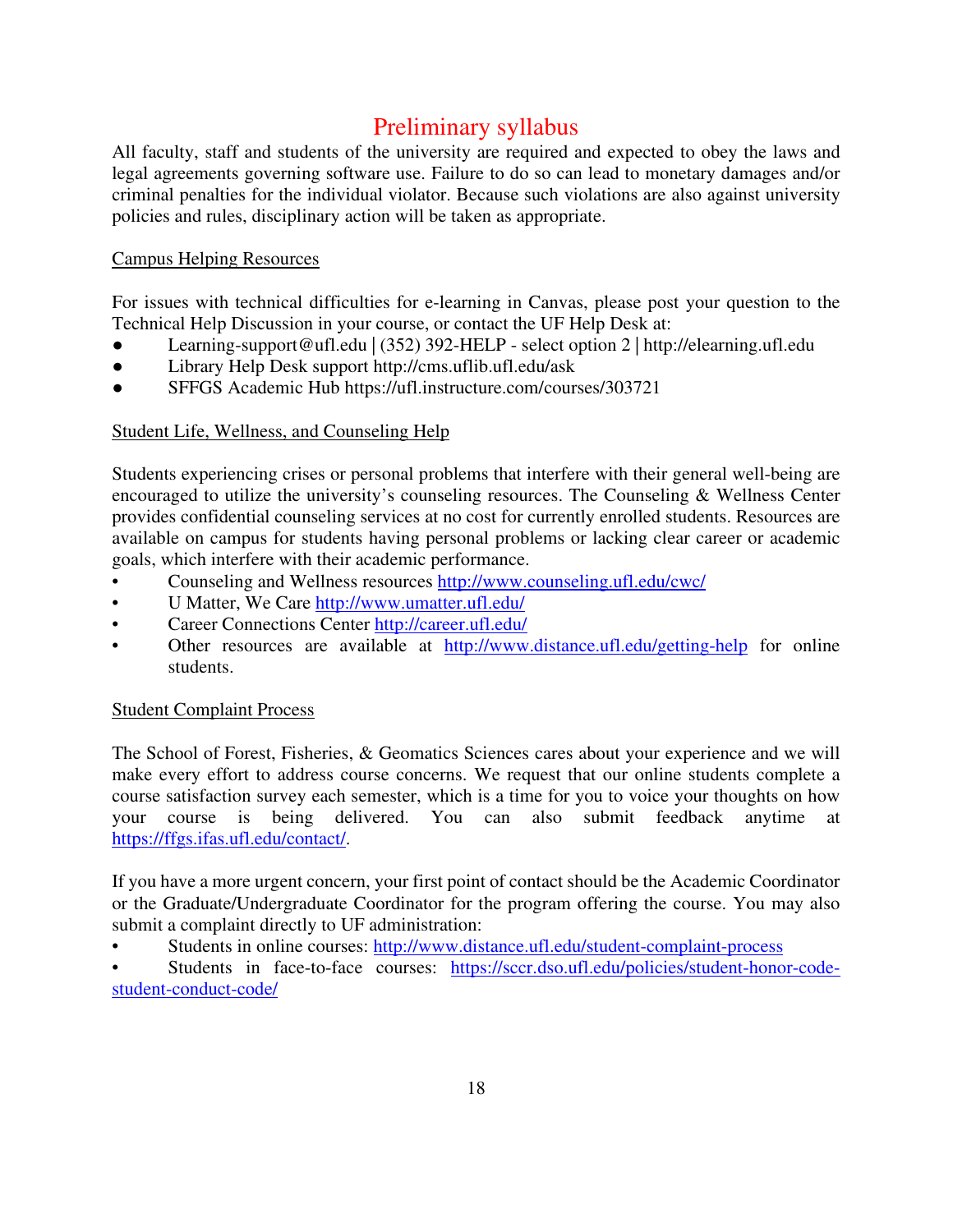# Preliminary syllabus

All faculty, staff and students of the university are required and expected to obey the laws and legal agreements governing software use. Failure to do so can lead to monetary damages and/or criminal penalties for the individual violator. Because such violations are also against university policies and rules, disciplinary action will be taken as appropriate.

## Campus Helping Resources

For issues with technical difficulties for e-learning in Canvas, please post your question to the Technical Help Discussion in your course, or contact the UF Help Desk at:

- Learning-support@ufl.edu | (352) 392-HELP - select option 2 | http://elearning.ufl.edu
- Library Help Desk support http://cms.uflib.ufl.edu/ask
- SFFGS Academic Hub https://ufl.instructure.com/courses/303721

## Student Life, Wellness, and Counseling Help

Students experiencing crises or personal problems that interfere with their general well-being are encouraged to utilize the university's counseling resources. The Counseling & Wellness Center provides confidential counseling services at no cost for currently enrolled students. Resources are available on campus for students having personal problems or lacking clear career or academic goals, which interfere with their academic performance.

- Counseling and Wellness resources http://www.counseling.ufl.edu/cwc/
- U Matter, We Care http://www.umatter.ufl.edu/
- Career Connections Center http://career.ufl.edu/
- Other resources are available at http://www.distance.ufl.edu/getting-help for online students.

## Student Complaint Process

The School of Forest, Fisheries, & Geomatics Sciences cares about your experience and we will make every effort to address course concerns. We request that our online students complete a course satisfaction survey each semester, which is a time for you to voice your thoughts on how your course is being delivered. You can also submit feedback anytime at https://ffgs.ifas.ufl.edu/contact/.

If you have a more urgent concern, your first point of contact should be the Academic Coordinator or the Graduate/Undergraduate Coordinator for the program offering the course. You may also submit a complaint directly to UF administration:

- Students in online courses: http://www.distance.ufl.edu/student-complaint-process
- Students in face-to-face courses: https://sccr.dso.ufl.edu/policies/student-honor-code-student-conduct-code/